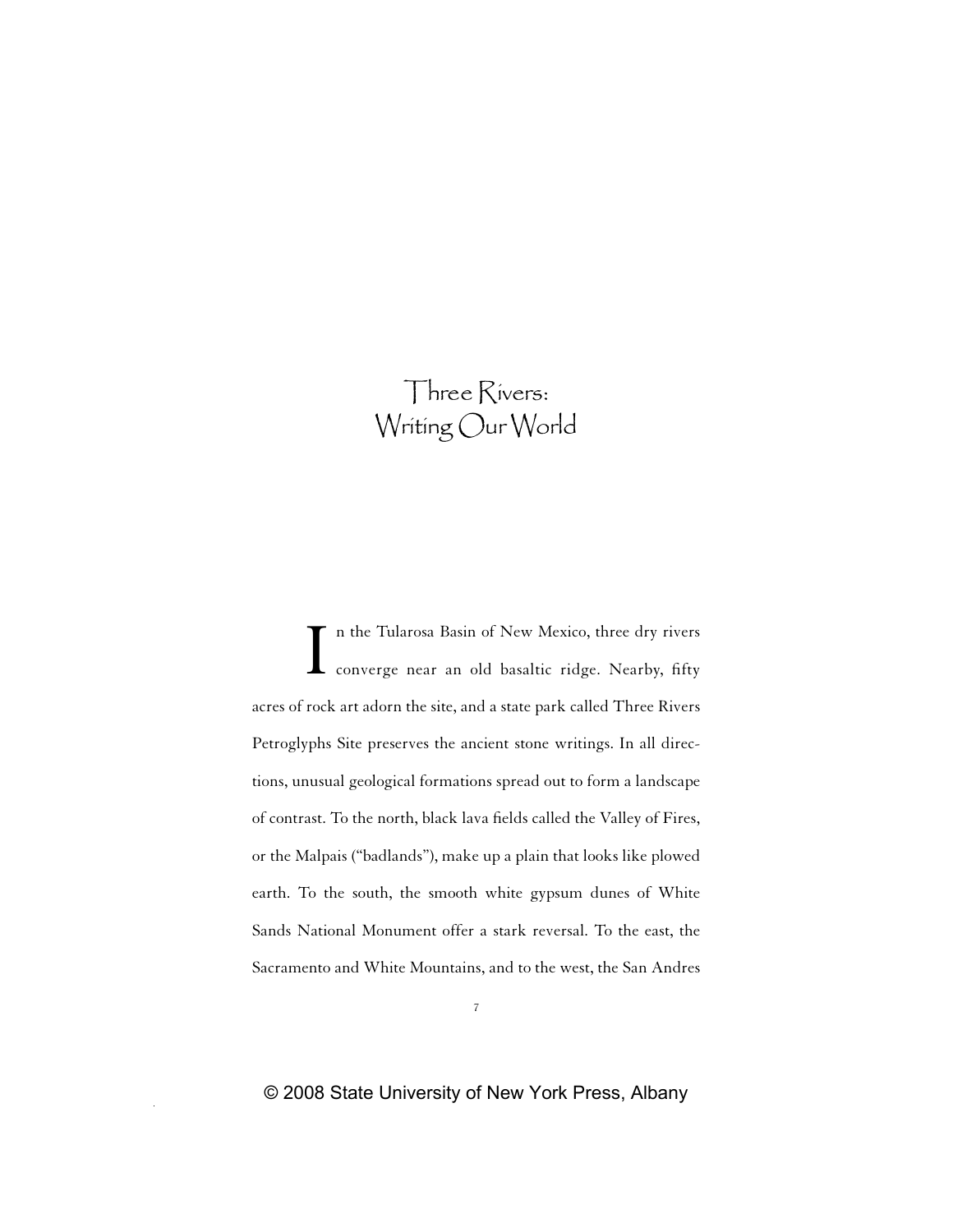# Three Rivers: Writing Our World

In the Tularosa Basin of New Mexico, three dry rivers converge near an old basaltic ridge. Nearby, fifty acres of rock art adorn the site, and a state park called Three Rivers Petroglyphs Site preserves the ancient stone writings. In all directions, unusual geological formations spread out to form a landscape of contrast. To the north, black lava fields called the Valley of Fires, or the Malpais ("badlands"), make up a plain that looks like plowed earth. To the south, the smooth white gypsum dunes of White Sands National Monument offer a stark reversal. To the east, the Sacramento and White Mountains, and to the west, the San Andres

© 2008 State University of New York Press, Albany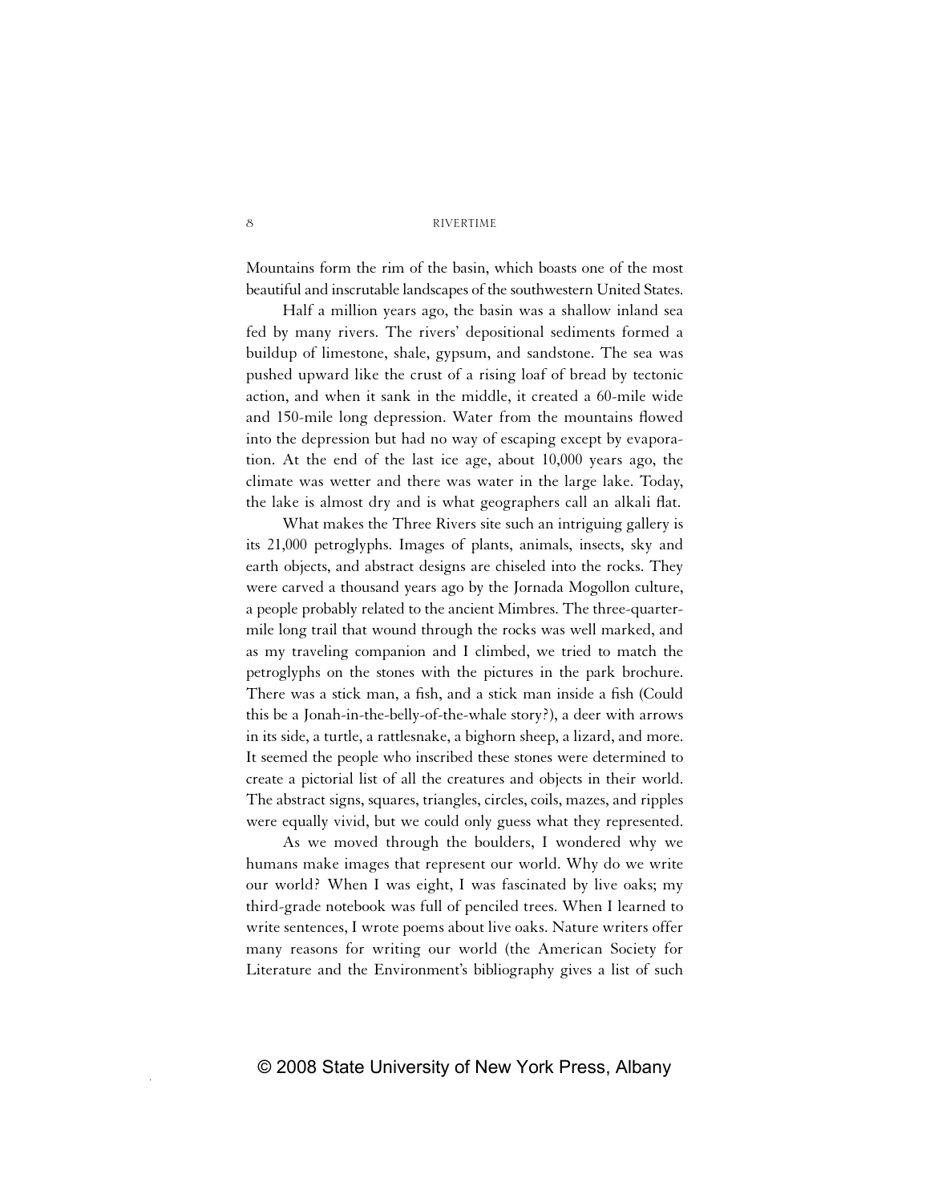Mountains form the rim of the basin, which boasts one of the most beautiful and inscrutable landscapes of the southwestern United States.

Half a million years ago, the basin was a shallow inland sea fed by many rivers. The rivers' depositional sediments formed a buildup of limestone, shale, gypsum, and sandstone. The sea was pushed upward like the crust of a rising loaf of bread by tectonic action, and when it sank in the middle, it created a 60-mile wide and 150-mile long depression. Water from the mountains flowed into the depression but had no way of escaping except by evaporation. At the end of the last ice age, about 10,000 years ago, the climate was wetter and there was water in the large lake. Today, the lake is almost dry and is what geographers call an alkali flat.

What makes the Three Rivers site such an intriguing gallery is its 21,000 petroglyphs. Images of plants, animals, insects, sky and earth objects, and abstract designs are chiseled into the rocks. They were carved a thousand years ago by the Jornada Mogollon culture, a people probably related to the ancient Mimbres. The three-quarter-mile long trail that wound through the rocks was well marked, and as my traveling companion and I climbed, we tried to match the petroglyphs on the stones with the pictures in the park brochure. There was a stick man, a fish, and a stick man inside a fish (Could this be a Jonah-in-the-belly-of-the-whale story?), a deer with arrows in its side, a turtle, a rattlesnake, a bighorn sheep, a lizard, and more. It seemed the people who inscribed these stones were determined to create a pictorial list of all the creatures and objects in their world. The abstract signs, squares, triangles, circles, coils, mazes, and ripples were equally vivid, but we could only guess what they represented.

As we moved through the boulders, I wondered why we humans make images that represent our world. Why do we write our world? When I was eight, I was fascinated by live oaks; my third-grade notebook was full of penciled trees. When I learned to write sentences, I wrote poems about live oaks. Nature writers offer many reasons for writing our world (the American Society for Literature and the Environment's bibliography gives a list of such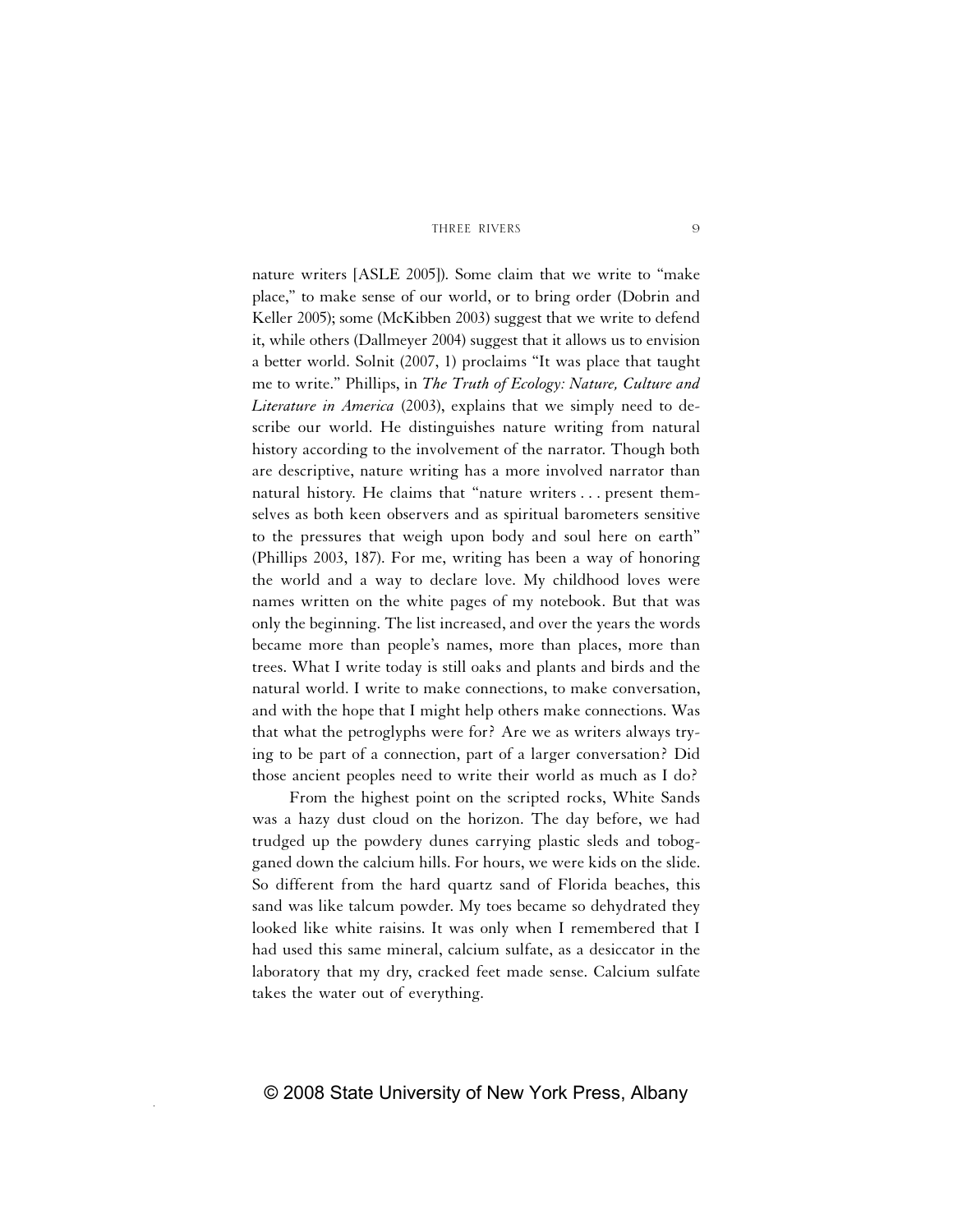nature writers [ASLE 2005]). Some claim that we write to "make place," to make sense of our world, or to bring order (Dobrin and Keller 2005); some (McKibben 2003) suggest that we write to defend it, while others (Dallmeyer 2004) suggest that it allows us to envision a better world. Solnit (2007, 1) proclaims "It was place that taught me to write." Phillips, in *The Truth of Ecology: Nature, Culture and Literature in America* (2003), explains that we simply need to describe our world. He distinguishes nature writing from natural history according to the involvement of the narrator. Though both are descriptive, nature writing has a more involved narrator than natural history. He claims that "nature writers . . . present themselves as both keen observers and as spiritual barometers sensitive to the pressures that weigh upon body and soul here on earth" (Phillips 2003, 187). For me, writing has been a way of honoring the world and a way to declare love. My childhood loves were names written on the white pages of my notebook. But that was only the beginning. The list increased, and over the years the words became more than people's names, more than places, more than trees. What I write today is still oaks and plants and birds and the natural world. I write to make connections, to make conversation, and with the hope that I might help others make connections. Was that what the petroglyphs were for? Are we as writers always trying to be part of a connection, part of a larger conversation? Did those ancient peoples need to write their world as much as I do?

From the highest point on the scripted rocks, White Sands was a hazy dust cloud on the horizon. The day before, we had trudged up the powdery dunes carrying plastic sleds and tobogganed down the calcium hills. For hours, we were kids on the slide. So different from the hard quartz sand of Florida beaches, this sand was like talcum powder. My toes became so dehydrated they looked like white raisins. It was only when I remembered that I had used this same mineral, calcium sulfate, as a desiccator in the laboratory that my dry, cracked feet made sense. Calcium sulfate takes the water out of everything.

© 2008 State University of New York Press, Albany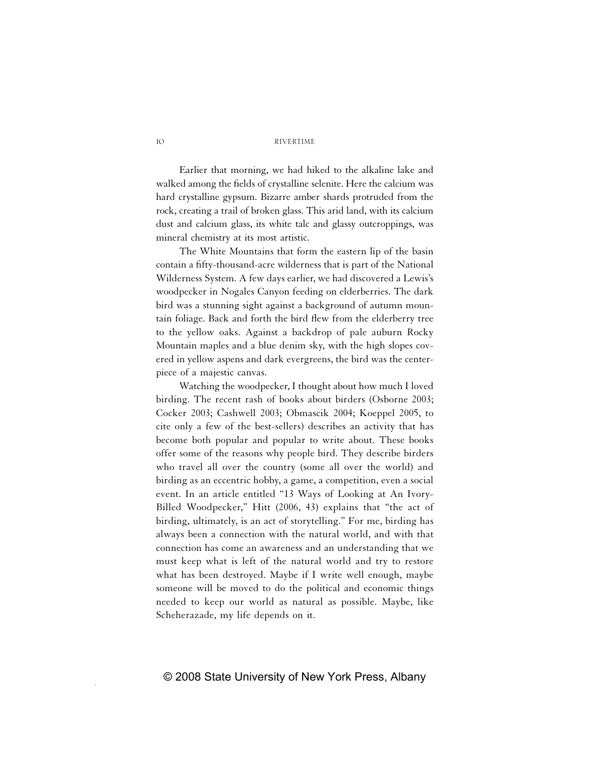Earlier that morning, we had hiked to the alkaline lake and walked among the fields of crystalline selenite. Here the calcium was hard crystalline gypsum. Bizarre amber shards protruded from the rock, creating a trail of broken glass. This arid land, with its calcium dust and calcium glass, its white talc and glassy outcroppings, was mineral chemistry at its most artistic.

The White Mountains that form the eastern lip of the basin contain a fifty-thousand-acre wilderness that is part of the National Wilderness System. A few days earlier, we had discovered a Lewis's woodpecker in Nogales Canyon feeding on elderberries. The dark bird was a stunning sight against a background of autumn mountain foliage. Back and forth the bird flew from the elderberry tree to the yellow oaks. Against a backdrop of pale auburn Rocky Mountain maples and a blue denim sky, with the high slopes covered in yellow aspens and dark evergreens, the bird was the centerpiece of a majestic canvas.

Watching the woodpecker, I thought about how much I loved birding. The recent rash of books about birders (Osborne 2003; Cocker 2003; Cashwell 2003; Obmascik 2004; Koeppel 2005, to cite only a few of the best-sellers) describes an activity that has become both popular and popular to write about. These books offer some of the reasons why people bird. They describe birders who travel all over the country (some all over the world) and birding as an eccentric hobby, a game, a competition, even a social event. In an article entitled "13 Ways of Looking at An Ivory-Billed Woodpecker," Hitt (2006, 43) explains that "the act of birding, ultimately, is an act of storytelling." For me, birding has always been a connection with the natural world, and with that connection has come an awareness and an understanding that we must keep what is left of the natural world and try to restore what has been destroyed. Maybe if I write well enough, maybe someone will be moved to do the political and economic things needed to keep our world as natural as possible. Maybe, like Scheherazade, my life depends on it.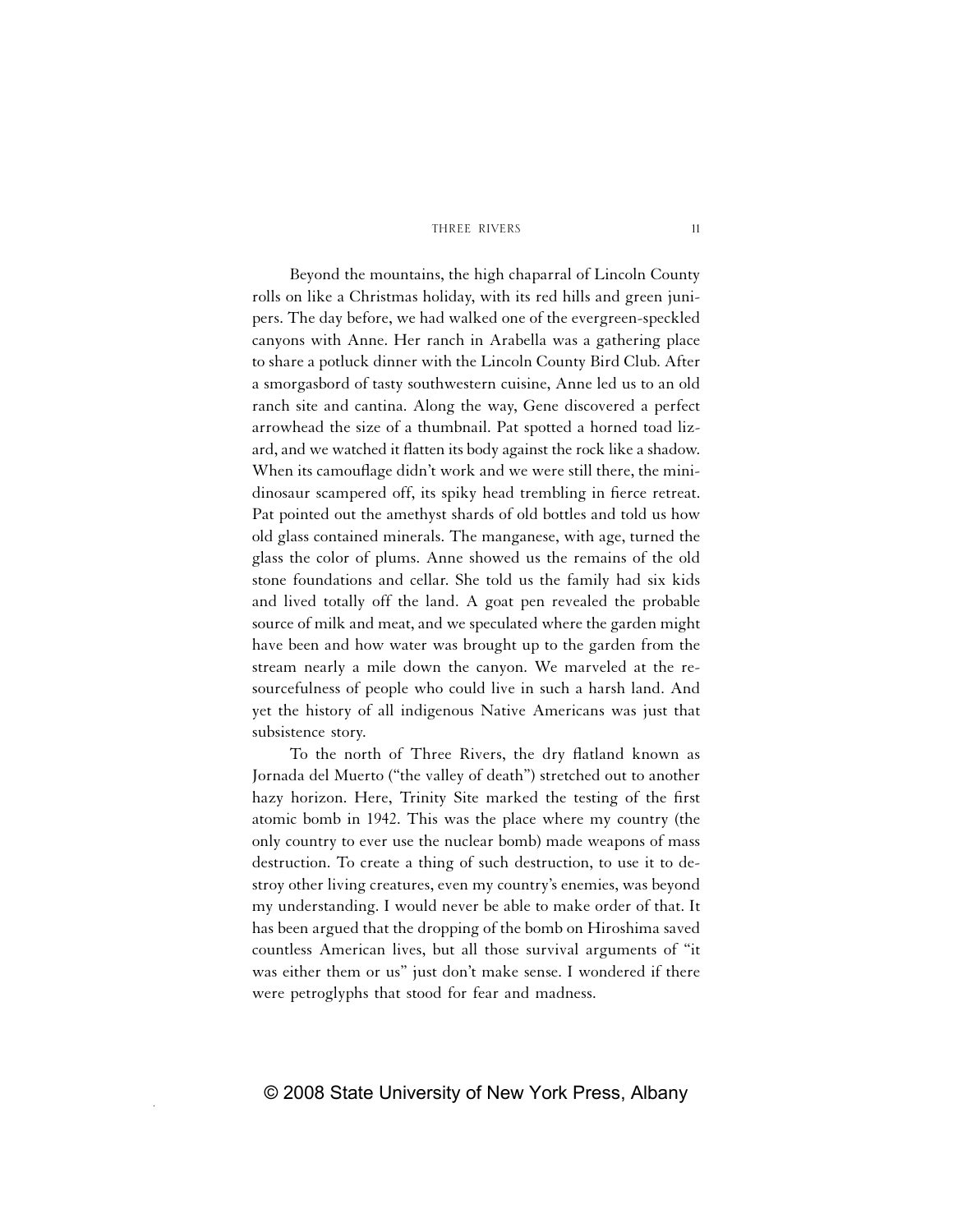Beyond the mountains, the high chaparral of Lincoln County rolls on like a Christmas holiday, with its red hills and green junipers. The day before, we had walked one of the evergreen-speckled canyons with Anne. Her ranch in Arabella was a gathering place to share a potluck dinner with the Lincoln County Bird Club. After a smorgasbord of tasty southwestern cuisine, Anne led us to an old ranch site and cantina. Along the way, Gene discovered a perfect arrowhead the size of a thumbnail. Pat spotted a horned toad lizard, and we watched it flatten its body against the rock like a shadow. When its camouflage didn't work and we were still there, the mini-dinosaur scampered off, its spiky head trembling in fierce retreat. Pat pointed out the amethyst shards of old bottles and told us how old glass contained minerals. The manganese, with age, turned the glass the color of plums. Anne showed us the remains of the old stone foundations and cellar. She told us the family had six kids and lived totally off the land. A goat pen revealed the probable source of milk and meat, and we speculated where the garden might have been and how water was brought up to the garden from the stream nearly a mile down the canyon. We marveled at the resourcefulness of people who could live in such a harsh land. And yet the history of all indigenous Native Americans was just that subsistence story.

To the north of Three Rivers, the dry flatland known as Jornada del Muerto ("the valley of death") stretched out to another hazy horizon. Here, Trinity Site marked the testing of the first atomic bomb in 1942. This was the place where my country (the only country to ever use the nuclear bomb) made weapons of mass destruction. To create a thing of such destruction, to use it to destroy other living creatures, even my country's enemies, was beyond my understanding. I would never be able to make order of that. It has been argued that the dropping of the bomb on Hiroshima saved countless American lives, but all those survival arguments of "it was either them or us" just don't make sense. I wondered if there were petroglyphs that stood for fear and madness.

© 2008 State University of New York Press, Albany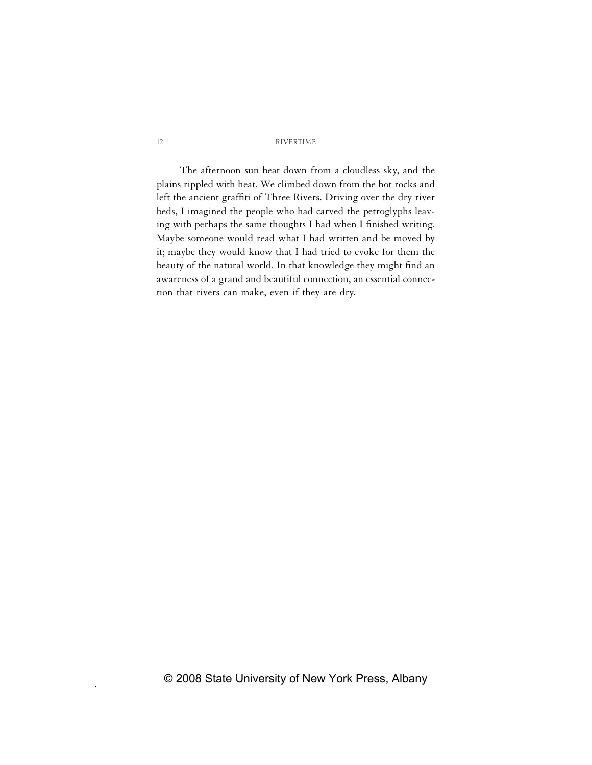The afternoon sun beat down from a cloudless sky, and the plains rippled with heat. We climbed down from the hot rocks and left the ancient graffiti of Three Rivers. Driving over the dry river beds, I imagined the people who had carved the petroglyphs leaving with perhaps the same thoughts I had when I finished writing. Maybe someone would read what I had written and be moved by it; maybe they would know that I had tried to evoke for them the beauty of the natural world. In that knowledge they might find an awareness of a grand and beautiful connection, an essential connection that rivers can make, even if they are dry.

© 2008 State University of New York Press, Albany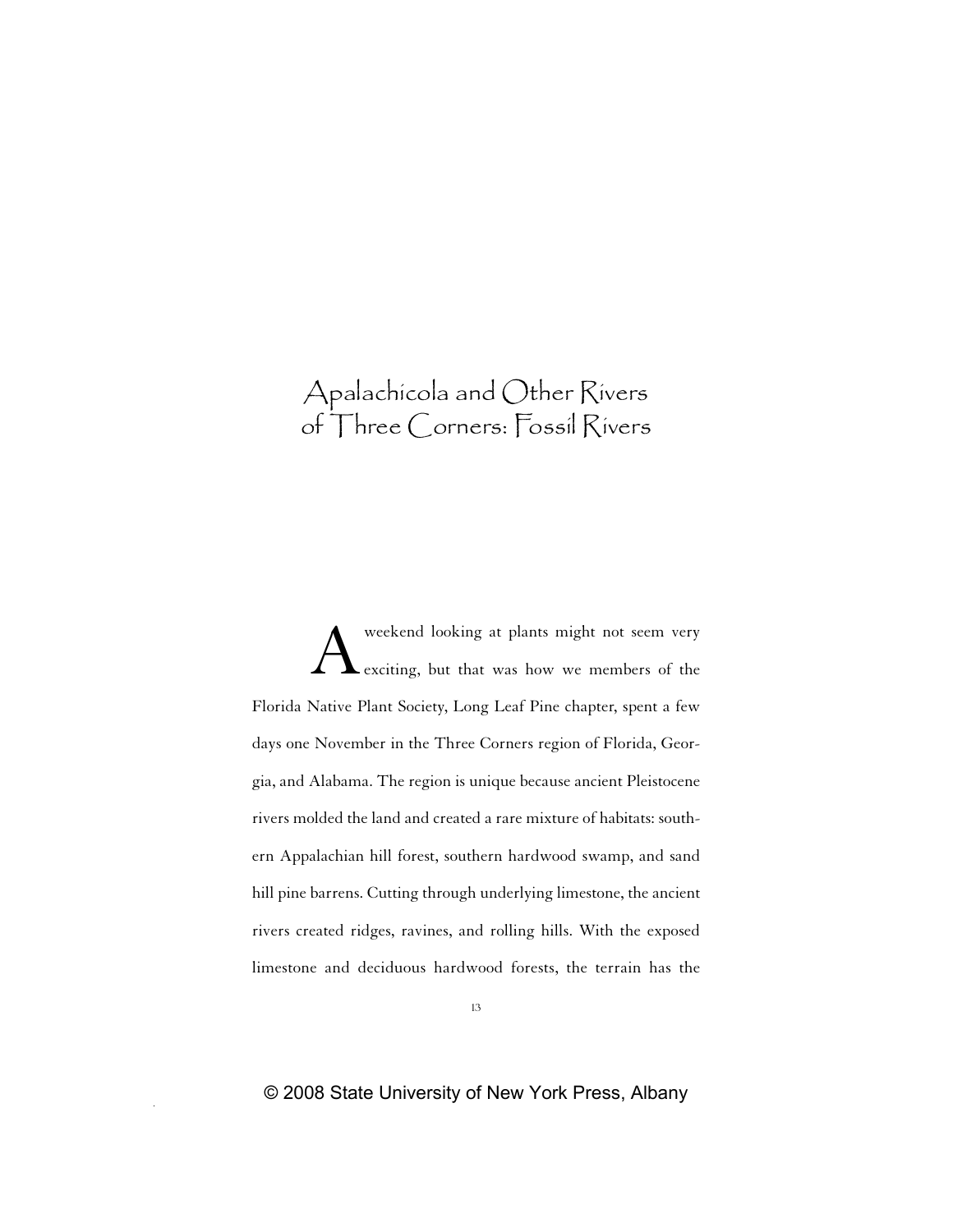# Apalachicola and Other Rivers of Three Corners: Fossil Rivers

A weekend looking at plants might not seem very exciting, but that was how we members of the Florida Native Plant Society, Long Leaf Pine chapter, spent a few days one November in the Three Corners region of Florida, Georgia, and Alabama. The region is unique because ancient Pleistocene rivers molded the land and created a rare mixture of habitats: southern Appalachian hill forest, southern hardwood swamp, and sand hill pine barrens. Cutting through underlying limestone, the ancient rivers created ridges, ravines, and rolling hills. With the exposed limestone and deciduous hardwood forests, the terrain has the

© 2008 State University of New York Press, Albany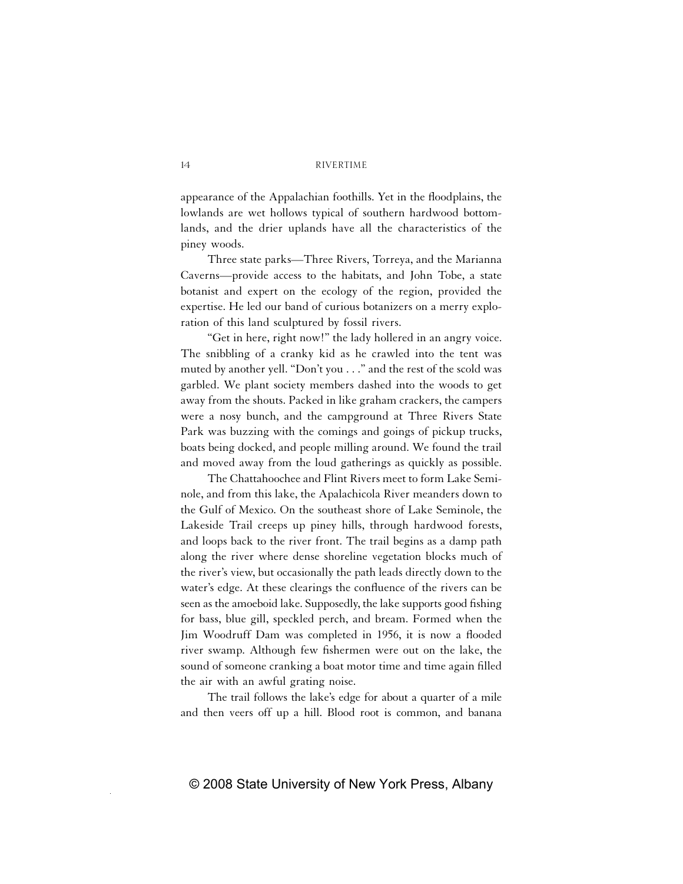appearance of the Appalachian foothills. Yet in the floodplains, the lowlands are wet hollows typical of southern hardwood bottomlands, and the drier uplands have all the characteristics of the piney woods.

Three state parks—Three Rivers, Torreya, and the Marianna Caverns—provide access to the habitats, and John Tobe, a state botanist and expert on the ecology of the region, provided the expertise. He led our band of curious botanizers on a merry exploration of this land sculptured by fossil rivers.

"Get in here, right now!" the lady hollered in an angry voice. The snibbling of a cranky kid as he crawled into the tent was muted by another yell. "Don't you . . ." and the rest of the scold was garbled. We plant society members dashed into the woods to get away from the shouts. Packed in like graham crackers, the campers were a nosy bunch, and the campground at Three Rivers State Park was buzzing with the comings and goings of pickup trucks, boats being docked, and people milling around. We found the trail and moved away from the loud gatherings as quickly as possible.

The Chattahoochee and Flint Rivers meet to form Lake Seminole, and from this lake, the Apalachicola River meanders down to the Gulf of Mexico. On the southeast shore of Lake Seminole, the Lakeside Trail creeps up piney hills, through hardwood forests, and loops back to the river front. The trail begins as a damp path along the river where dense shoreline vegetation blocks much of the river's view, but occasionally the path leads directly down to the water's edge. At these clearings the confluence of the rivers can be seen as the amoeboid lake. Supposedly, the lake supports good fishing for bass, blue gill, speckled perch, and bream. Formed when the Jim Woodruff Dam was completed in 1956, it is now a flooded river swamp. Although few fishermen were out on the lake, the sound of someone cranking a boat motor time and time again filled the air with an awful grating noise.

The trail follows the lake's edge for about a quarter of a mile and then veers off up a hill. Blood root is common, and banana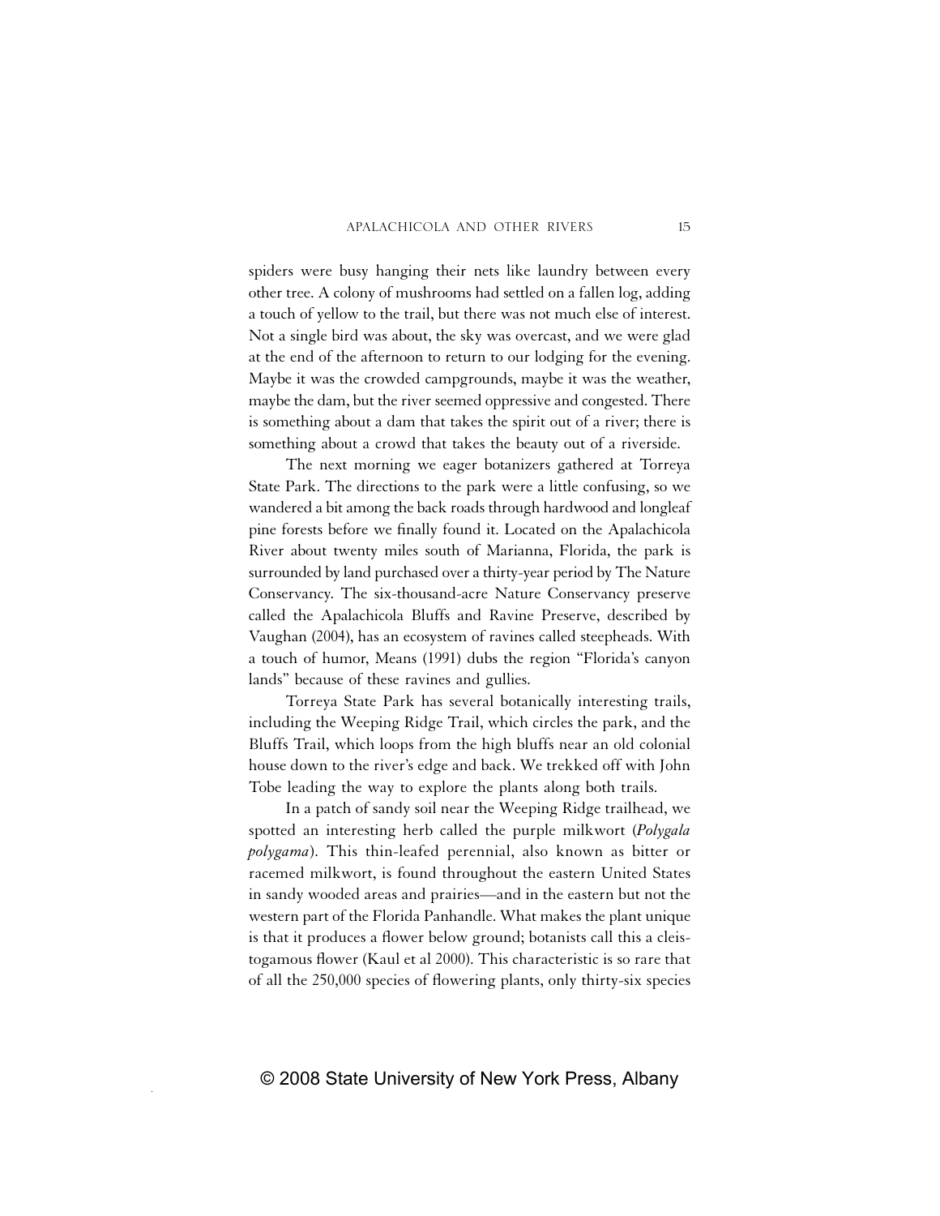spiders were busy hanging their nets like laundry between every other tree. A colony of mushrooms had settled on a fallen log, adding a touch of yellow to the trail, but there was not much else of interest. Not a single bird was about, the sky was overcast, and we were glad at the end of the afternoon to return to our lodging for the evening. Maybe it was the crowded campgrounds, maybe it was the weather, maybe the dam, but the river seemed oppressive and congested. There is something about a dam that takes the spirit out of a river; there is something about a crowd that takes the beauty out of a riverside.

The next morning we eager botanizers gathered at Torreya State Park. The directions to the park were a little confusing, so we wandered a bit among the back roads through hardwood and longleaf pine forests before we finally found it. Located on the Apalachicola River about twenty miles south of Marianna, Florida, the park is surrounded by land purchased over a thirty-year period by The Nature Conservancy. The six-thousand-acre Nature Conservancy preserve called the Apalachicola Bluffs and Ravine Preserve, described by Vaughan (2004), has an ecosystem of ravines called steepheads. With a touch of humor, Means (1991) dubs the region "Florida's canyon lands" because of these ravines and gullies.

Torreya State Park has several botanically interesting trails, including the Weeping Ridge Trail, which circles the park, and the Bluffs Trail, which loops from the high bluffs near an old colonial house down to the river's edge and back. We trekked off with John Tobe leading the way to explore the plants along both trails.

In a patch of sandy soil near the Weeping Ridge trailhead, we spotted an interesting herb called the purple milkwort (*Polygala polygama*). This thin-leafed perennial, also known as bitter or racemed milkwort, is found throughout the eastern United States in sandy wooded areas and prairies—and in the eastern but not the western part of the Florida Panhandle. What makes the plant unique is that it produces a flower below ground; botanists call this a cleistogamous flower (Kaul et al 2000). This characteristic is so rare that of all the 250,000 species of flowering plants, only thirty-six species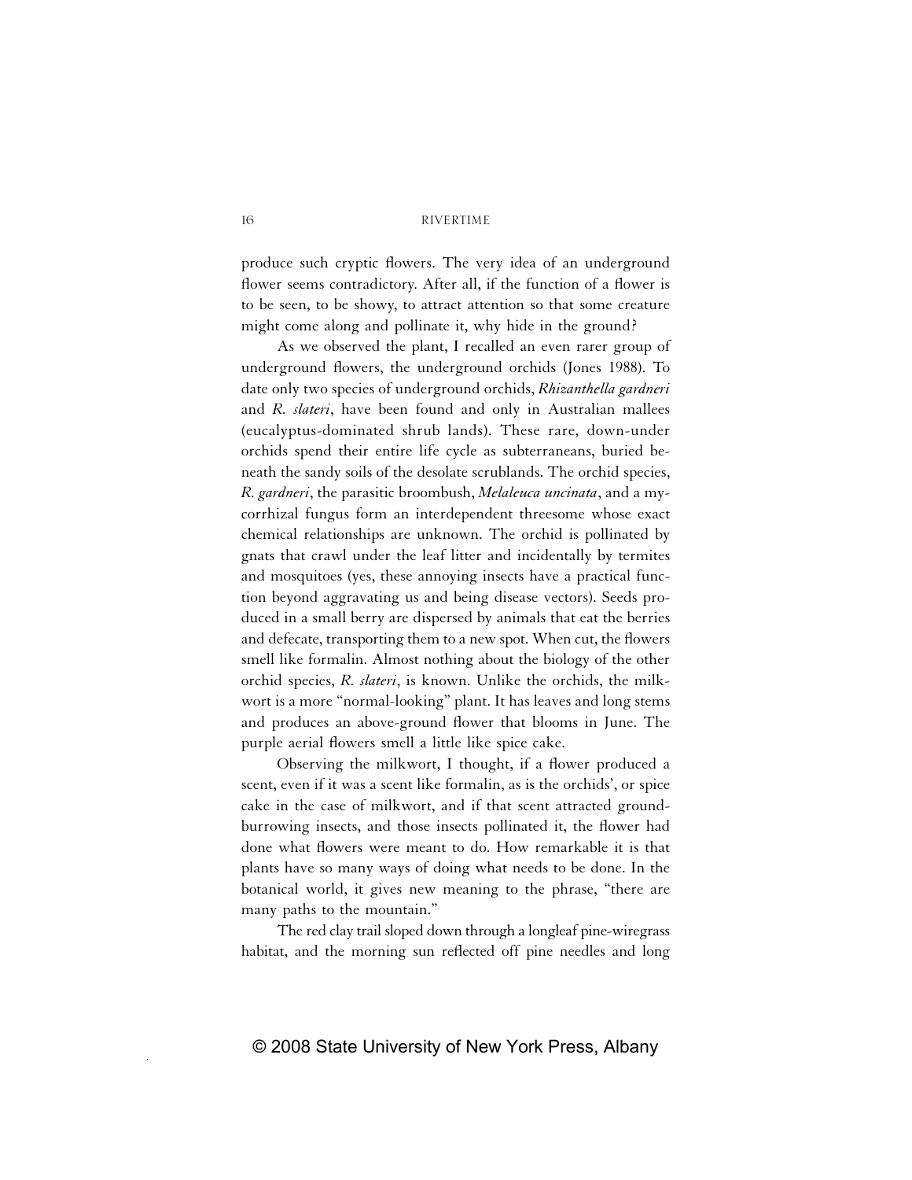produce such cryptic flowers. The very idea of an underground flower seems contradictory. After all, if the function of a flower is to be seen, to be showy, to attract attention so that some creature might come along and pollinate it, why hide in the ground?

As we observed the plant, I recalled an even rarer group of underground flowers, the underground orchids (Jones 1988). To date only two species of underground orchids, *Rhizanthella gardneri* and *R. slateri*, have been found and only in Australian mallees (eucalyptus-dominated shrub lands). These rare, down-under orchids spend their entire life cycle as subterraneans, buried beneath the sandy soils of the desolate scrublands. The orchid species, *R. gardneri*, the parasitic broombush, *Melaleuca uncinata*, and a mycorrhizal fungus form an interdependent threesome whose exact chemical relationships are unknown. The orchid is pollinated by gnats that crawl under the leaf litter and incidentally by termites and mosquitoes (yes, these annoying insects have a practical function beyond aggravating us and being disease vectors). Seeds produced in a small berry are dispersed by animals that eat the berries and defecate, transporting them to a new spot. When cut, the flowers smell like formalin. Almost nothing about the biology of the other orchid species, *R. slateri*, is known. Unlike the orchids, the milkwort is a more "normal-looking" plant. It has leaves and long stems and produces an above-ground flower that blooms in June. The purple aerial flowers smell a little like spice cake.

Observing the milkwort, I thought, if a flower produced a scent, even if it was a scent like formalin, as is the orchids', or spice cake in the case of milkwort, and if that scent attracted ground-burrowing insects, and those insects pollinated it, the flower had done what flowers were meant to do. How remarkable it is that plants have so many ways of doing what needs to be done. In the botanical world, it gives new meaning to the phrase, "there are many paths to the mountain."

The red clay trail sloped down through a longleaf pine-wiregrass habitat, and the morning sun reflected off pine needles and long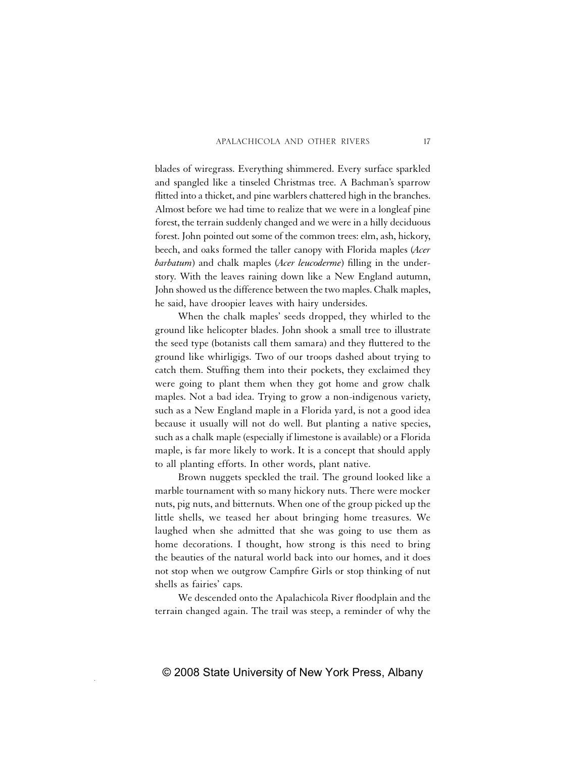blades of wiregrass. Everything shimmered. Every surface sparkled and spangled like a tinseled Christmas tree. A Bachman's sparrow flitted into a thicket, and pine warblers chattered high in the branches. Almost before we had time to realize that we were in a longleaf pine forest, the terrain suddenly changed and we were in a hilly deciduous forest. John pointed out some of the common trees: elm, ash, hickory, beech, and oaks formed the taller canopy with Florida maples (*Acer barbatum*) and chalk maples (*Acer leucoderme*) filling in the understory. With the leaves raining down like a New England autumn, John showed us the difference between the two maples. Chalk maples, he said, have droopier leaves with hairy undersides.

When the chalk maples' seeds dropped, they whirled to the ground like helicopter blades. John shook a small tree to illustrate the seed type (botanists call them samara) and they fluttered to the ground like whirligigs. Two of our troops dashed about trying to catch them. Stuffing them into their pockets, they exclaimed they were going to plant them when they got home and grow chalk maples. Not a bad idea. Trying to grow a non-indigenous variety, such as a New England maple in a Florida yard, is not a good idea because it usually will not do well. But planting a native species, such as a chalk maple (especially if limestone is available) or a Florida maple, is far more likely to work. It is a concept that should apply to all planting efforts. In other words, plant native.

Brown nuggets speckled the trail. The ground looked like a marble tournament with so many hickory nuts. There were mocker nuts, pig nuts, and bitternuts. When one of the group picked up the little shells, we teased her about bringing home treasures. We laughed when she admitted that she was going to use them as home decorations. I thought, how strong is this need to bring the beauties of the natural world back into our homes, and it does not stop when we outgrow Campfire Girls or stop thinking of nut shells as fairies' caps.

We descended onto the Apalachicola River floodplain and the terrain changed again. The trail was steep, a reminder of why the

© 2008 State University of New York Press, Albany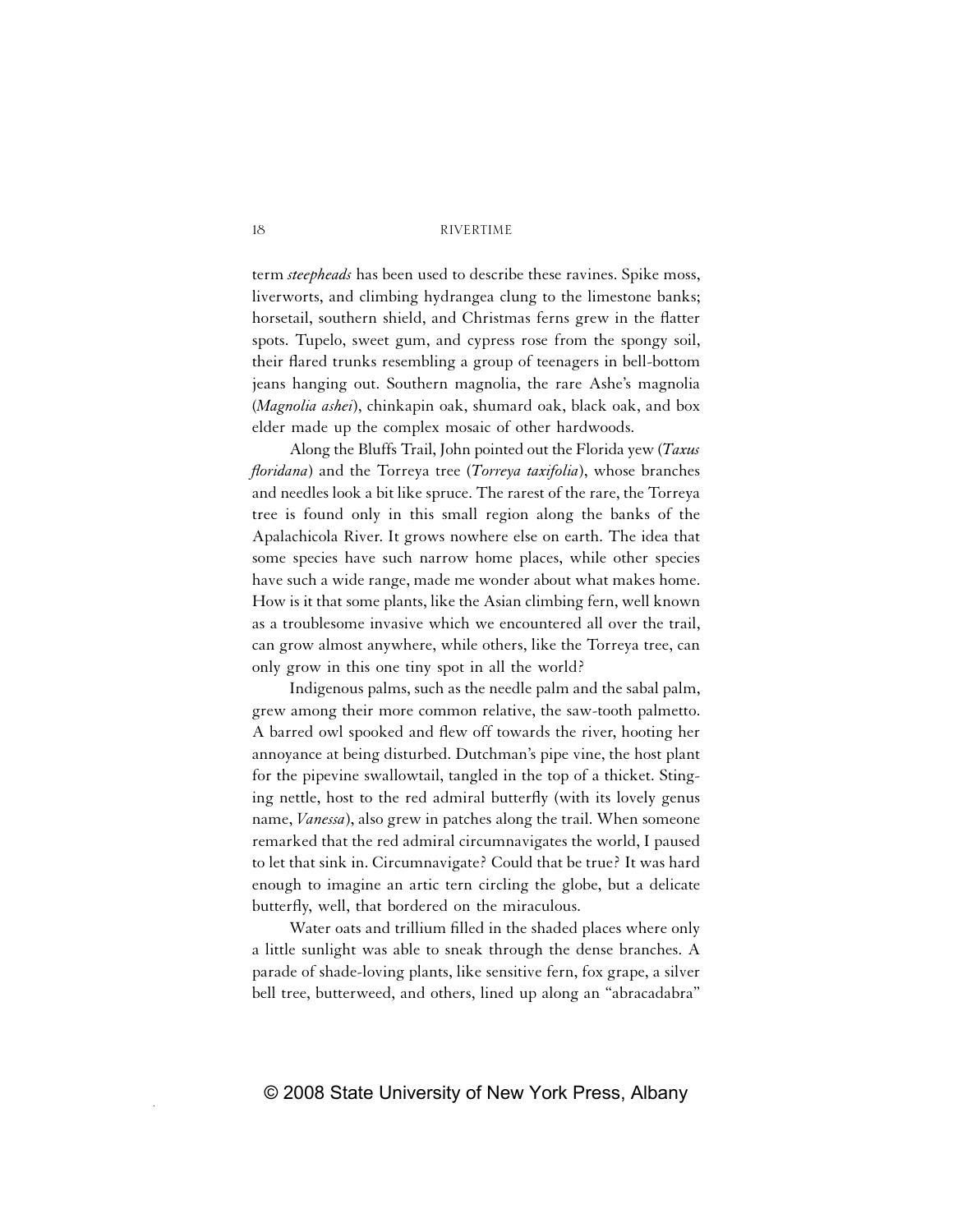term *steepheads* has been used to describe these ravines. Spike moss, liverworts, and climbing hydrangea clung to the limestone banks; horsetail, southern shield, and Christmas ferns grew in the flatter spots. Tupelo, sweet gum, and cypress rose from the spongy soil, their flared trunks resembling a group of teenagers in bell-bottom jeans hanging out. Southern magnolia, the rare Ashe's magnolia (*Magnolia ashei*), chinkapin oak, shumard oak, black oak, and box elder made up the complex mosaic of other hardwoods.

Along the Bluffs Trail, John pointed out the Florida yew (*Taxus floridana*) and the Torreya tree (*Torreya taxifolia*), whose branches and needles look a bit like spruce. The rarest of the rare, the Torreya tree is found only in this small region along the banks of the Apalachicola River. It grows nowhere else on earth. The idea that some species have such narrow home places, while other species have such a wide range, made me wonder about what makes home. How is it that some plants, like the Asian climbing fern, well known as a troublesome invasive which we encountered all over the trail, can grow almost anywhere, while others, like the Torreya tree, can only grow in this one tiny spot in all the world?

Indigenous palms, such as the needle palm and the sabal palm, grew among their more common relative, the saw-tooth palmetto. A barred owl spooked and flew off towards the river, hooting her annoyance at being disturbed. Dutchman's pipe vine, the host plant for the pipevine swallowtail, tangled in the top of a thicket. Stinging nettle, host to the red admiral butterfly (with its lovely genus name, *Vanessa*), also grew in patches along the trail. When someone remarked that the red admiral circumnavigates the world, I paused to let that sink in. Circumnavigate? Could that be true? It was hard enough to imagine an artic tern circling the globe, but a delicate butterfly, well, that bordered on the miraculous.

Water oats and trillium filled in the shaded places where only a little sunlight was able to sneak through the dense branches. A parade of shade-loving plants, like sensitive fern, fox grape, a silver bell tree, butterweed, and others, lined up along an "abracadabra"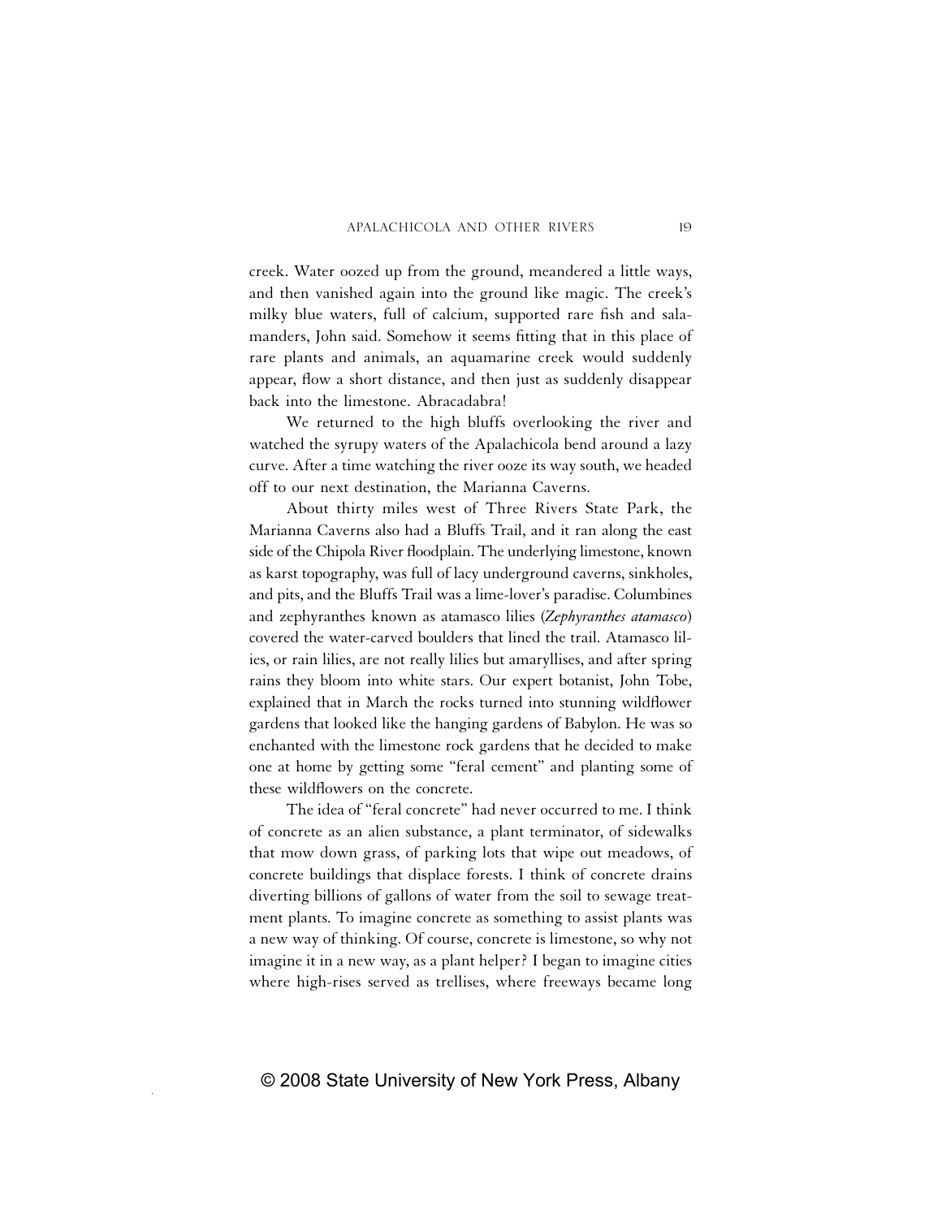creek. Water oozed up from the ground, meandered a little ways, and then vanished again into the ground like magic. The creek's milky blue waters, full of calcium, supported rare fish and salamanders, John said. Somehow it seems fitting that in this place of rare plants and animals, an aquamarine creek would suddenly appear, flow a short distance, and then just as suddenly disappear back into the limestone. Abracadabra!

We returned to the high bluffs overlooking the river and watched the syrupy waters of the Apalachicola bend around a lazy curve. After a time watching the river ooze its way south, we headed off to our next destination, the Marianna Caverns.

About thirty miles west of Three Rivers State Park, the Marianna Caverns also had a Bluffs Trail, and it ran along the east side of the Chipola River floodplain. The underlying limestone, known as karst topography, was full of lacy underground caverns, sinkholes, and pits, and the Bluffs Trail was a lime-lover's paradise. Columbines and zephyranthes known as atamasco lilies (*Zephyranthes atamasco*) covered the water-carved boulders that lined the trail. Atamasco lilies, or rain lilies, are not really lilies but amaryllises, and after spring rains they bloom into white stars. Our expert botanist, John Tobe, explained that in March the rocks turned into stunning wildflower gardens that looked like the hanging gardens of Babylon. He was so enchanted with the limestone rock gardens that he decided to make one at home by getting some "feral cement" and planting some of these wildflowers on the concrete.

The idea of "feral concrete" had never occurred to me. I think of concrete as an alien substance, a plant terminator, of sidewalks that mow down grass, of parking lots that wipe out meadows, of concrete buildings that displace forests. I think of concrete drains diverting billions of gallons of water from the soil to sewage treatment plants. To imagine concrete as something to assist plants was a new way of thinking. Of course, concrete is limestone, so why not imagine it in a new way, as a plant helper? I began to imagine cities where high-rises served as trellises, where freeways became long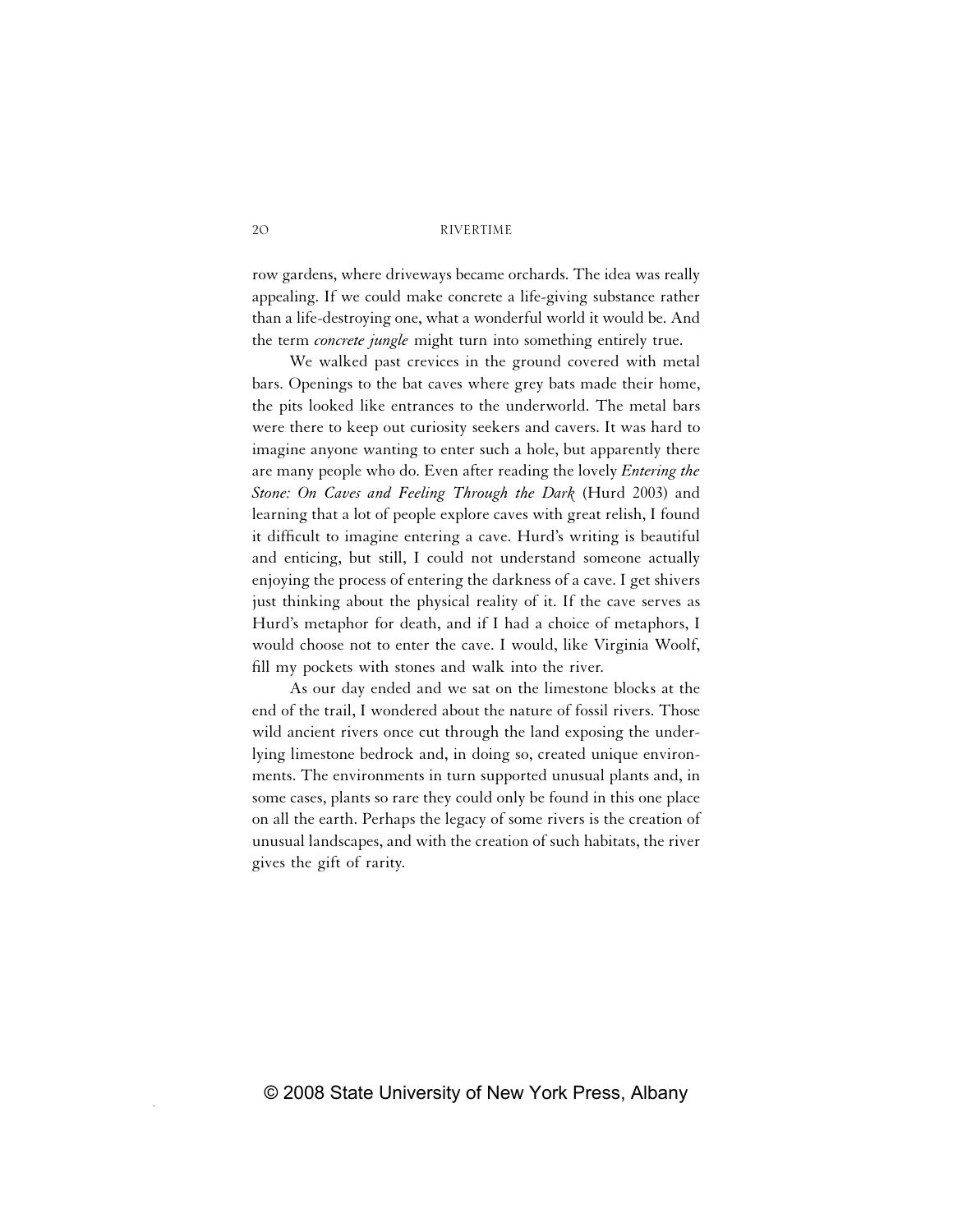row gardens, where driveways became orchards. The idea was really appealing. If we could make concrete a life-giving substance rather than a life-destroying one, what a wonderful world it would be. And the term *concrete jungle* might turn into something entirely true.

We walked past crevices in the ground covered with metal bars. Openings to the bat caves where grey bats made their home, the pits looked like entrances to the underworld. The metal bars were there to keep out curiosity seekers and cavers. It was hard to imagine anyone wanting to enter such a hole, but apparently there are many people who do. Even after reading the lovely *Entering the Stone: On Caves and Feeling Through the Dark* (Hurd 2003) and learning that a lot of people explore caves with great relish, I found it difficult to imagine entering a cave. Hurd's writing is beautiful and enticing, but still, I could not understand someone actually enjoying the process of entering the darkness of a cave. I get shivers just thinking about the physical reality of it. If the cave serves as Hurd's metaphor for death, and if I had a choice of metaphors, I would choose not to enter the cave. I would, like Virginia Woolf, fill my pockets with stones and walk into the river.

As our day ended and we sat on the limestone blocks at the end of the trail, I wondered about the nature of fossil rivers. Those wild ancient rivers once cut through the land exposing the underlying limestone bedrock and, in doing so, created unique environments. The environments in turn supported unusual plants and, in some cases, plants so rare they could only be found in this one place on all the earth. Perhaps the legacy of some rivers is the creation of unusual landscapes, and with the creation of such habitats, the river gives the gift of rarity.

© 2008 State University of New York Press, Albany